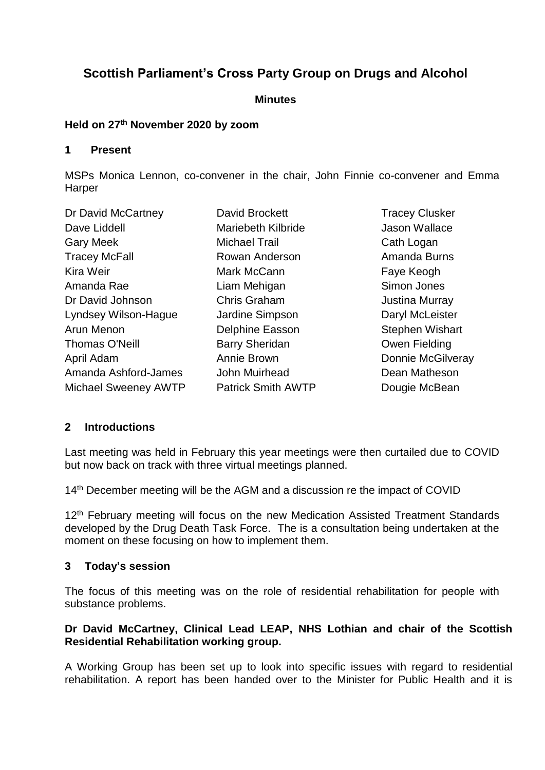# Scottish Parliament's Cross Party Group on Drugs and Alcohol

**Minutes**

**Held on 27th November 2020 by zoom**

## 1 Present

MSPs Monica Lennon, co-convener in the chair, John Finnie co-convener and Emma Harper

| | | |
|---|---|---|
| Dr David McCartney | David Brockett | Tracey Clusker |
| Dave Liddell | Mariebeth Kilbride | Jason Wallace |
| Gary Meek | Michael Trail | Cath Logan |
| Tracey McFall | Rowan Anderson | Amanda Burns |
| Kira Weir | Mark McCann | Faye Keogh |
| Amanda Rae | Liam Mehigan | Simon Jones |
| Dr David Johnson | Chris Graham | Justina Murray |
| Lyndsey Wilson-Hague | Jardine Simpson | Daryl McLeister |
| Arun Menon | Delphine Easson | Stephen Wishart |
| Thomas O'Neill | Barry Sheridan | Owen Fielding |
| April Adam | Annie Brown | Donnie McGilveray |
| Amanda Ashford-James | John Muirhead | Dean Matheson |
| Michael Sweeney AWTP | Patrick Smith AWTP | Dougie McBean |

## 2 Introductions

Last meeting was held in February this year meetings were then curtailed due to COVID but now back on track with three virtual meetings planned.

14th December meeting will be the AGM and a discussion re the impact of COVID

12th February meeting will focus on the new Medication Assisted Treatment Standards developed by the Drug Death Task Force. The is a consultation being undertaken at the moment on these focusing on how to implement them.

## 3 Today's session

The focus of this meeting was on the role of residential rehabilitation for people with substance problems.

**Dr David McCartney, Clinical Lead LEAP, NHS Lothian and chair of the Scottish Residential Rehabilitation working group.**

A Working Group has been set up to look into specific issues with regard to residential rehabilitation. A report has been handed over to the Minister for Public Health and it is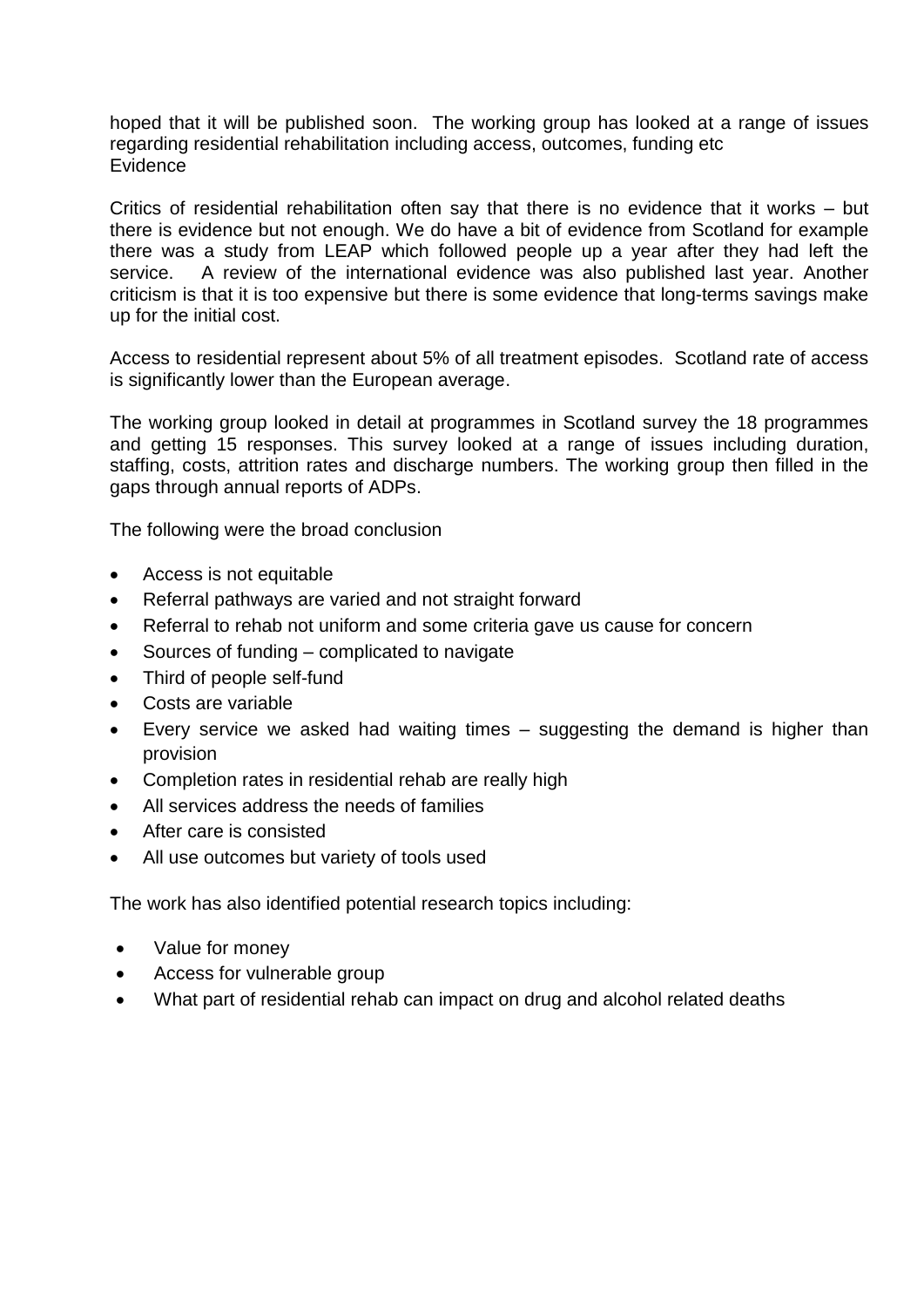hoped that it will be published soon. The working group has looked at a range of issues regarding residential rehabilitation including access, outcomes, funding etc
Evidence

Critics of residential rehabilitation often say that there is no evidence that it works – but there is evidence but not enough. We do have a bit of evidence from Scotland for example there was a study from LEAP which followed people up a year after they had left the service. A review of the international evidence was also published last year. Another criticism is that it is too expensive but there is some evidence that long-terms savings make up for the initial cost.

Access to residential represent about 5% of all treatment episodes. Scotland rate of access is significantly lower than the European average.

The working group looked in detail at programmes in Scotland survey the 18 programmes and getting 15 responses. This survey looked at a range of issues including duration, staffing, costs, attrition rates and discharge numbers. The working group then filled in the gaps through annual reports of ADPs.

The following were the broad conclusion

- Access is not equitable
- Referral pathways are varied and not straight forward
- Referral to rehab not uniform and some criteria gave us cause for concern
- Sources of funding – complicated to navigate
- Third of people self-fund
- Costs are variable
- Every service we asked had waiting times – suggesting the demand is higher than provision
- Completion rates in residential rehab are really high
- All services address the needs of families
- After care is consisted
- All use outcomes but variety of tools used

The work has also identified potential research topics including:

- Value for money
- Access for vulnerable group
- What part of residential rehab can impact on drug and alcohol related deaths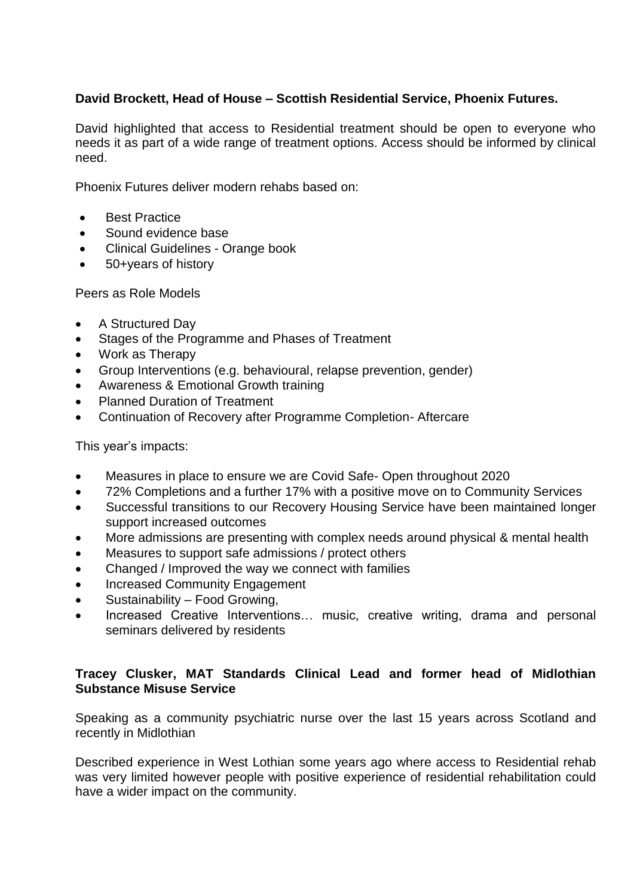**David Brockett, Head of House – Scottish Residential Service, Phoenix Futures.**

David highlighted that access to Residential treatment should be open to everyone who needs it as part of a wide range of treatment options. Access should be informed by clinical need.

Phoenix Futures deliver modern rehabs based on:

- Best Practice
- Sound evidence base
- Clinical Guidelines - Orange book
- 50+years of history

Peers as Role Models

- A Structured Day
- Stages of the Programme and Phases of Treatment
- Work as Therapy
- Group Interventions (e.g. behavioural, relapse prevention, gender)
- Awareness & Emotional Growth training
- Planned Duration of Treatment
- Continuation of Recovery after Programme Completion- Aftercare

This year's impacts:

- Measures in place to ensure we are Covid Safe- Open throughout 2020
- 72% Completions and a further 17% with a positive move on to Community Services
- Successful transitions to our Recovery Housing Service have been maintained longer support increased outcomes
- More admissions are presenting with complex needs around physical & mental health
- Measures to support safe admissions / protect others
- Changed / Improved the way we connect with families
- Increased Community Engagement
- Sustainability – Food Growing,
- Increased Creative Interventions… music, creative writing, drama and personal seminars delivered by residents

**Tracey Clusker, MAT Standards Clinical Lead and former head of Midlothian Substance Misuse Service**

Speaking as a community psychiatric nurse over the last 15 years across Scotland and recently in Midlothian

Described experience in West Lothian some years ago where access to Residential rehab was very limited however people with positive experience of residential rehabilitation could have a wider impact on the community.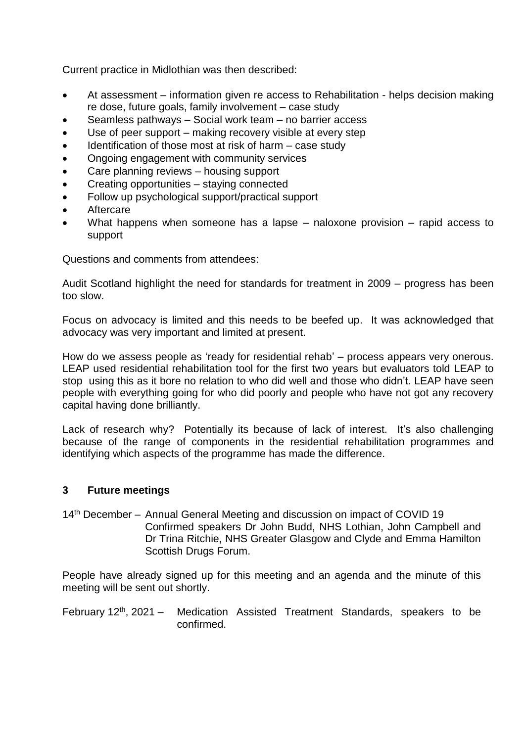Current practice in Midlothian was then described:

- At assessment – information given re access to Rehabilitation - helps decision making re dose, future goals, family involvement – case study
- Seamless pathways – Social work team – no barrier access
- Use of peer support – making recovery visible at every step
- Identification of those most at risk of harm – case study
- Ongoing engagement with community services
- Care planning reviews – housing support
- Creating opportunities – staying connected
- Follow up psychological support/practical support
- Aftercare
- What happens when someone has a lapse – naloxone provision – rapid access to support

Questions and comments from attendees:

Audit Scotland highlight the need for standards for treatment in 2009 – progress has been too slow.

Focus on advocacy is limited and this needs to be beefed up. It was acknowledged that advocacy was very important and limited at present.

How do we assess people as 'ready for residential rehab' – process appears very onerous. LEAP used residential rehabilitation tool for the first two years but evaluators told LEAP to stop using this as it bore no relation to who did well and those who didn't. LEAP have seen people with everything going for who did poorly and people who have not got any recovery capital having done brilliantly.

Lack of research why? Potentially its because of lack of interest. It's also challenging because of the range of components in the residential rehabilitation programmes and identifying which aspects of the programme has made the difference.

## 3 Future meetings

14th December – Annual General Meeting and discussion on impact of COVID 19 Confirmed speakers Dr John Budd, NHS Lothian, John Campbell and Dr Trina Ritchie, NHS Greater Glasgow and Clyde and Emma Hamilton Scottish Drugs Forum.

People have already signed up for this meeting and an agenda and the minute of this meeting will be sent out shortly.

February 12th, 2021 – Medication Assisted Treatment Standards, speakers to be confirmed.